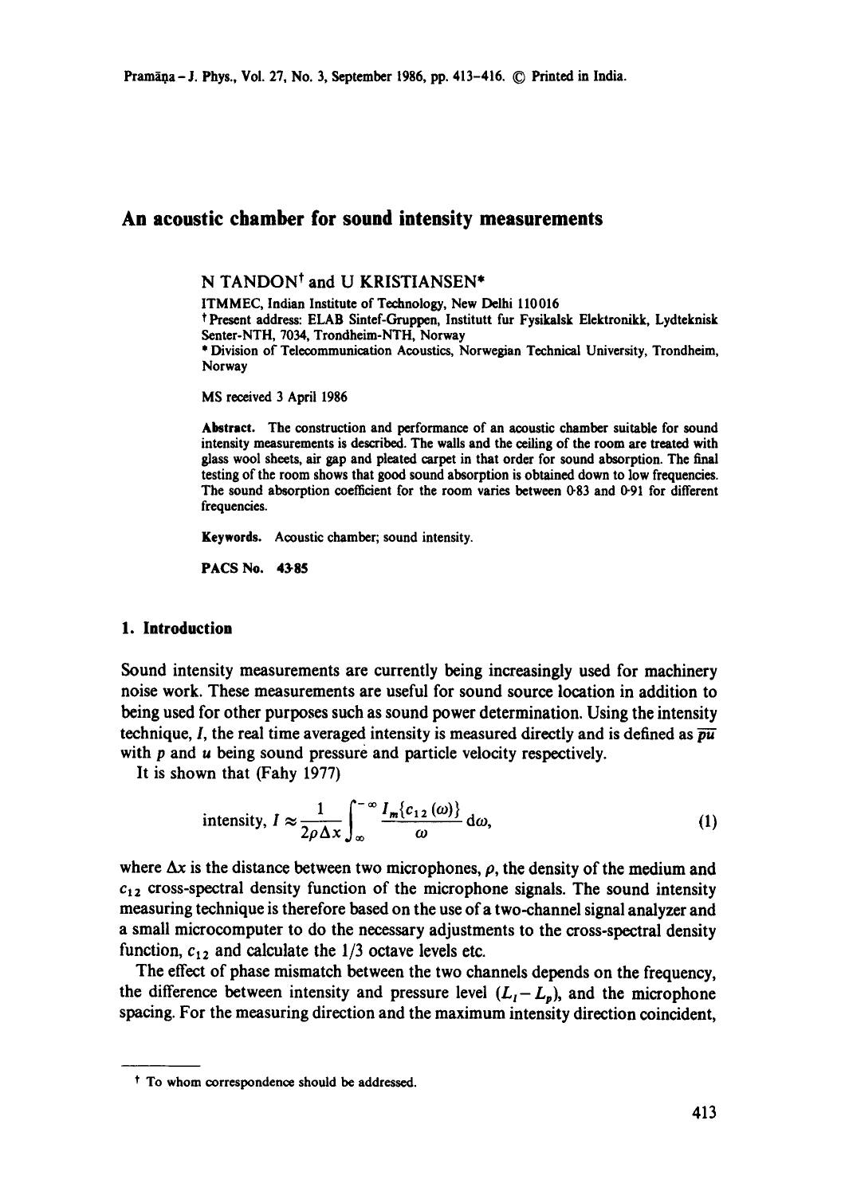# An acoustic chamber for sound intensity measurements

N TANDON[†] and U KRISTIANSEN[*]

ITMMEC, Indian Institute of Technology, New Delhi 110016

[†] Present address: ELAB Sintef-Gruppen, Institutt fur Fysikalsk Elektronikk, Lydteknisk Senter-NTH, 7034, Trondheim-NTH, Norway

[*] Division of Telecommunication Acoustics, Norwegian Technical University, Trondheim, Norway

MS received 3 April 1986

**Abstract.** The construction and performance of an acoustic chamber suitable for sound intensity measurements is described. The walls and the ceiling of the room are treated with glass wool sheets, air gap and pleated carpet in that order for sound absorption. The final testing of the room shows that good sound absorption is obtained down to low frequencies. The sound absorption coefficient for the room varies between 0·83 and 0·91 for different frequencies.

**Keywords.** Acoustic chamber; sound intensity.

**PACS No. 43·85**

## 1. Introduction

Sound intensity measurements are currently being increasingly used for machinery noise work. These measurements are useful for sound source location in addition to being used for other purposes such as sound power determination. Using the intensity technique, $I$, the real time averaged intensity is measured directly and is defined as $\overline{pu}$ with $p$ and $u$ being sound pressure and particle velocity respectively.

It is shown that (Fahy 1977)

$$\text{intensity, } I \approx \frac{1}{2\rho \Delta x} \int_{\infty}^{-\infty} \frac{I_m\{c_{12}(\omega)\}}{\omega} \, d\omega, \tag{1}$$

where $\Delta x$ is the distance between two microphones, $\rho$, the density of the medium and $c_{12}$ cross-spectral density function of the microphone signals. The sound intensity measuring technique is therefore based on the use of a two-channel signal analyzer and a small microcomputer to do the necessary adjustments to the cross-spectral density function, $c_{12}$ and calculate the 1/3 octave levels etc.

The effect of phase mismatch between the two channels depends on the frequency, the difference between intensity and pressure level $(L_I - L_p)$, and the microphone spacing. For the measuring direction and the maximum intensity direction coincident,

---

[†] To whom correspondence should be addressed.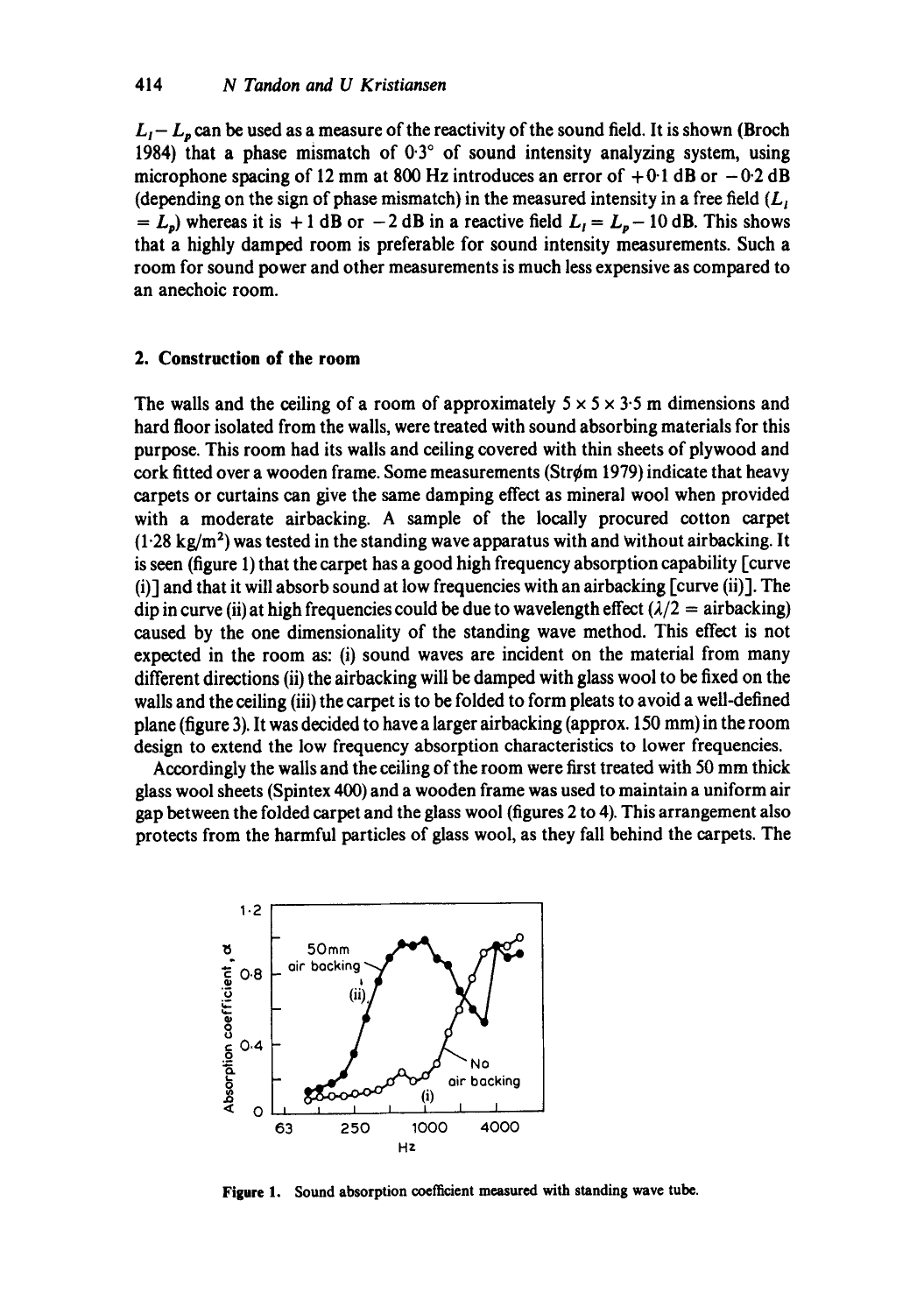$L_I - L_p$ can be used as a measure of the reactivity of the sound field. It is shown (Broch 1984) that a phase mismatch of 0·3° of sound intensity analyzing system, using microphone spacing of 12 mm at 800 Hz introduces an error of +0·1 dB or −0·2 dB (depending on the sign of phase mismatch) in the measured intensity in a free field ($L_I = L_p$) whereas it is +1 dB or −2 dB in a reactive field $L_I = L_p - 10$ dB. This shows that a highly damped room is preferable for sound intensity measurements. Such a room for sound power and other measurements is much less expensive as compared to an anechoic room.

## 2. Construction of the room

The walls and the ceiling of a room of approximately 5 × 5 × 3·5 m dimensions and hard floor isolated from the walls, were treated with sound absorbing materials for this purpose. This room had its walls and ceiling covered with thin sheets of plywood and cork fitted over a wooden frame. Some measurements (Strøm 1979) indicate that heavy carpets or curtains can give the same damping effect as mineral wool when provided with a moderate airbacking. A sample of the locally procured cotton carpet (1·28 kg/m$^2$) was tested in the standing wave apparatus with and without airbacking. It is seen (figure 1) that the carpet has a good high frequency absorption capability [curve (i)] and that it will absorb sound at low frequencies with an airbacking [curve (ii)]. The dip in curve (ii) at high frequencies could be due to wavelength effect ($\lambda/2$ = airbacking) caused by the one dimensionality of the standing wave method. This effect is not expected in the room as: (i) sound waves are incident on the material from many different directions (ii) the airbacking will be damped with glass wool to be fixed on the walls and the ceiling (iii) the carpet is to be folded to form pleats to avoid a well-defined plane (figure 3). It was decided to have a larger airbacking (approx. 150 mm) in the room design to extend the low frequency absorption characteristics to lower frequencies.

Accordingly the walls and the ceiling of the room were first treated with 50 mm thick glass wool sheets (Spintex 400) and a wooden frame was used to maintain a uniform air gap between the folded carpet and the glass wool (figures 2 to 4). This arrangement also protects from the harmful particles of glass wool, as they fall behind the carpets. The

Absorption coefficient, α

1·2
0·8
0·4
0

50mm air backing (ii)

No air backing (i)

63
250
1000
4000

Hz

**Figure 1.** Sound absorption coefficient measured with standing wave tube.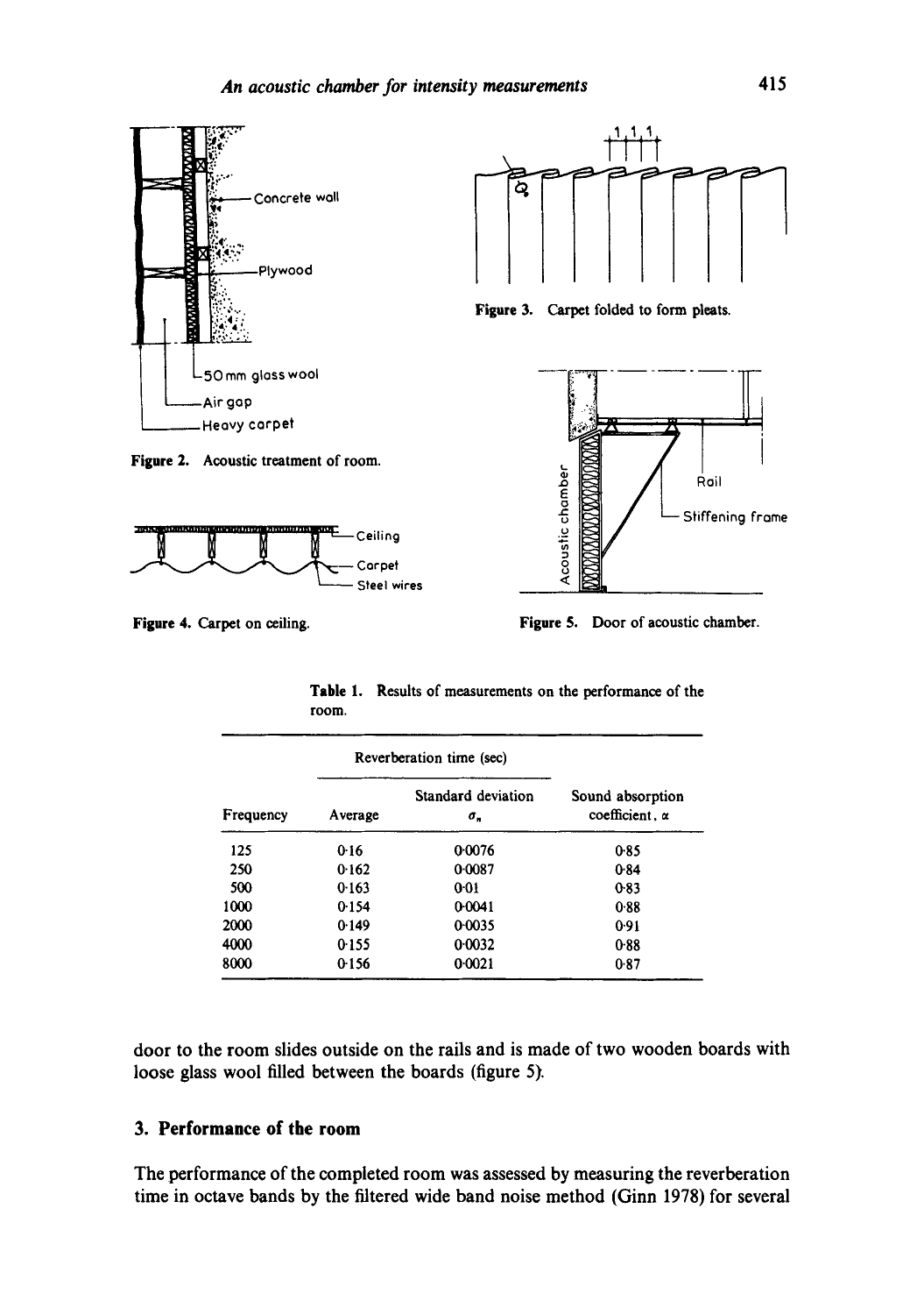Concrete wall

Plywood

50 mm glass wool

Air gap

Heavy carpet

**Figure 2.** Acoustic treatment of room.

1 1 1

**Figure 3.** Carpet folded to form pleats.

Ceiling

Carpet

Steel wires

**Figure 4.** Carpet on ceiling.

Acoustic chamber

Rail

Stiffening frame

**Figure 5.** Door of acoustic chamber.

**Table 1.** Results of measurements on the performance of the room.

| | Reverberation time (sec) | | |
|---|---|---|---|
| Frequency | Average | Standard deviation $\sigma_n$ | Sound absorption coefficient, $\alpha$ |
| 125 | 0·16 | 0·0076 | 0·85 |
| 250 | 0·162 | 0·0087 | 0·84 |
| 500 | 0·163 | 0·01 | 0·83 |
| 1000 | 0·154 | 0·0041 | 0·88 |
| 2000 | 0·149 | 0·0035 | 0·91 |
| 4000 | 0·155 | 0·0032 | 0·88 |
| 8000 | 0·156 | 0·0021 | 0·87 |

door to the room slides outside on the rails and is made of two wooden boards with loose glass wool filled between the boards (figure 5).

## 3. Performance of the room

The performance of the completed room was assessed by measuring the reverberation time in octave bands by the filtered wide band noise method (Ginn 1978) for several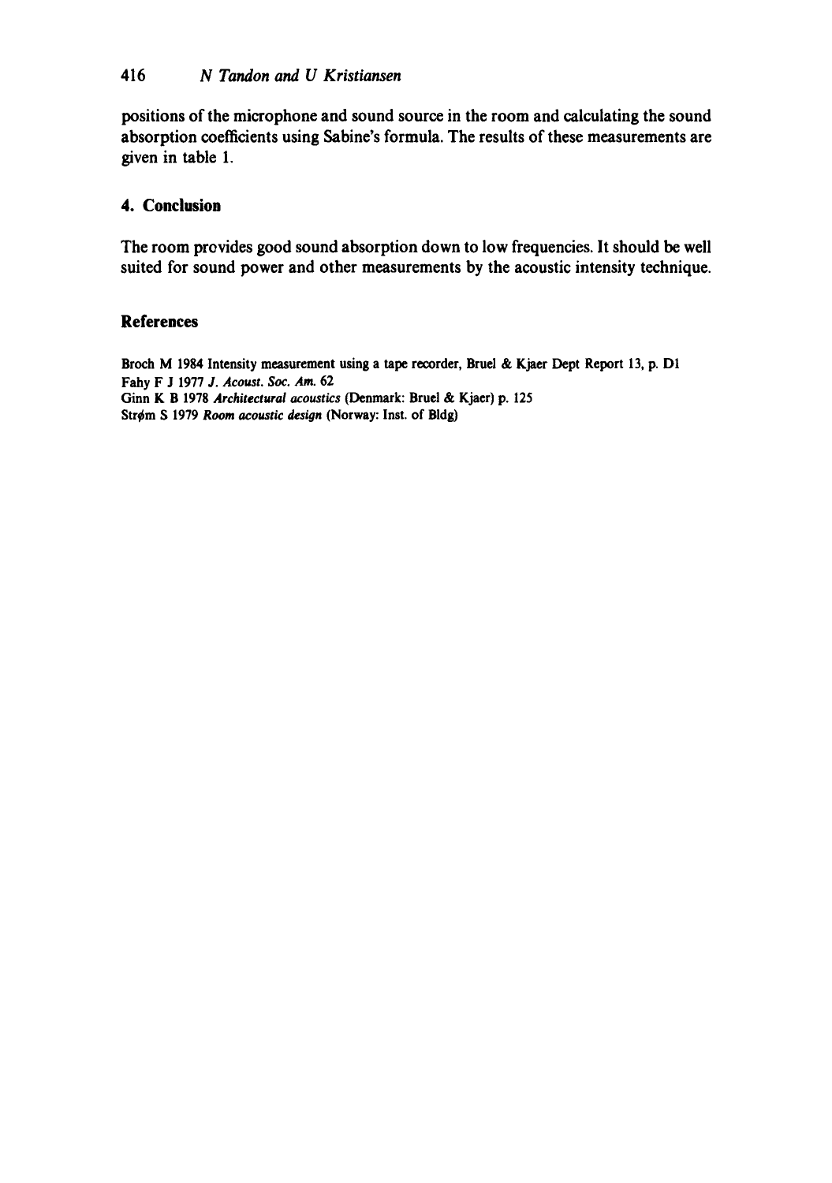positions of the microphone and sound source in the room and calculating the sound absorption coefficients using Sabine's formula. The results of these measurements are given in table 1.

## 4. Conclusion

The room provides good sound absorption down to low frequencies. It should be well suited for sound power and other measurements by the acoustic intensity technique.

## References

Broch M 1984 Intensity measurement using a tape recorder, Bruel & Kjaer Dept Report 13, p. D1

Fahy F J 1977 *J. Acoust. Soc. Am.* 62

Ginn K B 1978 *Architectural acoustics* (Denmark: Bruel & Kjaer) p. 125

Strøm S 1979 *Room acoustic design* (Norway: Inst. of Bldg)